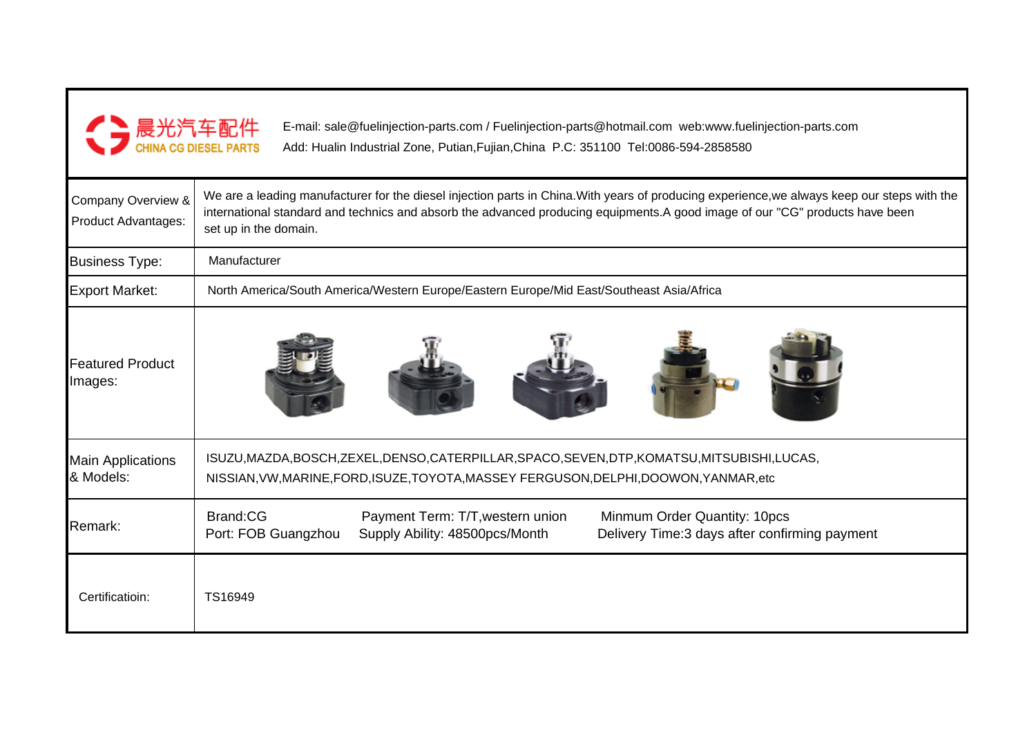晨光汽车配件
CHINA CG DIESEL PARTS

E-mail: sale@fuelinjection-parts.com / Fuelinjection-parts@hotmail.com web:www.fuelinjection-parts.com
Add: Hualin Industrial Zone, Putian,Fujian,China P.C: 351100 Tel:0086-594-2858580

| | |
|---|---|
| Company Overview & Product Advantages: | We are a leading manufacturer for the diesel injection parts in China.With years of producing experience,we always keep our steps with the international standard and technics and absorb the advanced producing equipments.A good image of our "CG" products have been set up in the domain. |
| Business Type: | Manufacturer |
| Export Market: | North America/South America/Western Europe/Eastern Europe/Mid East/Southeast Asia/Africa |
| Featured Product Images: | |
| Main Applications & Models: | ISUZU,MAZDA,BOSCH,ZEXEL,DENSO,CATERPILLAR,SPACO,SEVEN,DTP,KOMATSU,MITSUBISHI,LUCAS, NISSIAN,VW,MARINE,FORD,ISUZE,TOYOTA,MASSEY FERGUSON,DELPHI,DOOWON,YANMAR,etc |
| Remark: | Brand:CG<br>Port: FOB Guangzhou<br>Payment Term: T/T,western union<br>Supply Ability: 48500pcs/Month<br>Minmum Order Quantity: 10pcs<br>Delivery Time:3 days after confirming payment |
| Certificatioin: | TS16949 |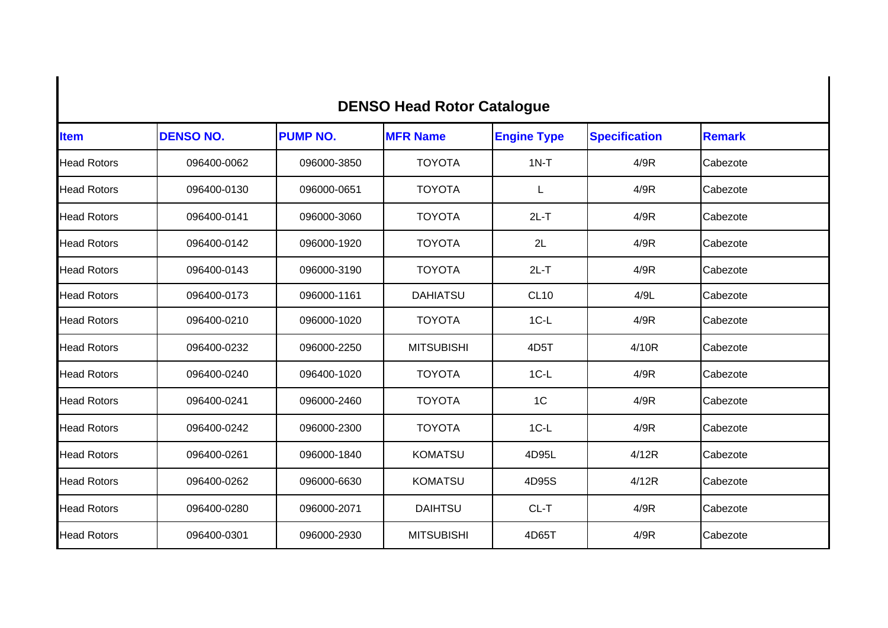# DENSO Head Rotor Catalogue

| Item | DENSO NO. | PUMP NO. | MFR Name | Engine Type | Specification | Remark |
|---|---|---|---|---|---|---|
| Head Rotors | 096400-0062 | 096000-3850 | TOYOTA | 1N-T | 4/9R | Cabezote |
| Head Rotors | 096400-0130 | 096000-0651 | TOYOTA | L | 4/9R | Cabezote |
| Head Rotors | 096400-0141 | 096000-3060 | TOYOTA | 2L-T | 4/9R | Cabezote |
| Head Rotors | 096400-0142 | 096000-1920 | TOYOTA | 2L | 4/9R | Cabezote |
| Head Rotors | 096400-0143 | 096000-3190 | TOYOTA | 2L-T | 4/9R | Cabezote |
| Head Rotors | 096400-0173 | 096000-1161 | DAHIATSU | CL10 | 4/9L | Cabezote |
| Head Rotors | 096400-0210 | 096000-1020 | TOYOTA | 1C-L | 4/9R | Cabezote |
| Head Rotors | 096400-0232 | 096000-2250 | MITSUBISHI | 4D5T | 4/10R | Cabezote |
| Head Rotors | 096400-0240 | 096400-1020 | TOYOTA | 1C-L | 4/9R | Cabezote |
| Head Rotors | 096400-0241 | 096000-2460 | TOYOTA | 1C | 4/9R | Cabezote |
| Head Rotors | 096400-0242 | 096000-2300 | TOYOTA | 1C-L | 4/9R | Cabezote |
| Head Rotors | 096400-0261 | 096000-1840 | KOMATSU | 4D95L | 4/12R | Cabezote |
| Head Rotors | 096400-0262 | 096000-6630 | KOMATSU | 4D95S | 4/12R | Cabezote |
| Head Rotors | 096400-0280 | 096000-2071 | DAIHTSU | CL-T | 4/9R | Cabezote |
| Head Rotors | 096400-0301 | 096000-2930 | MITSUBISHI | 4D65T | 4/9R | Cabezote |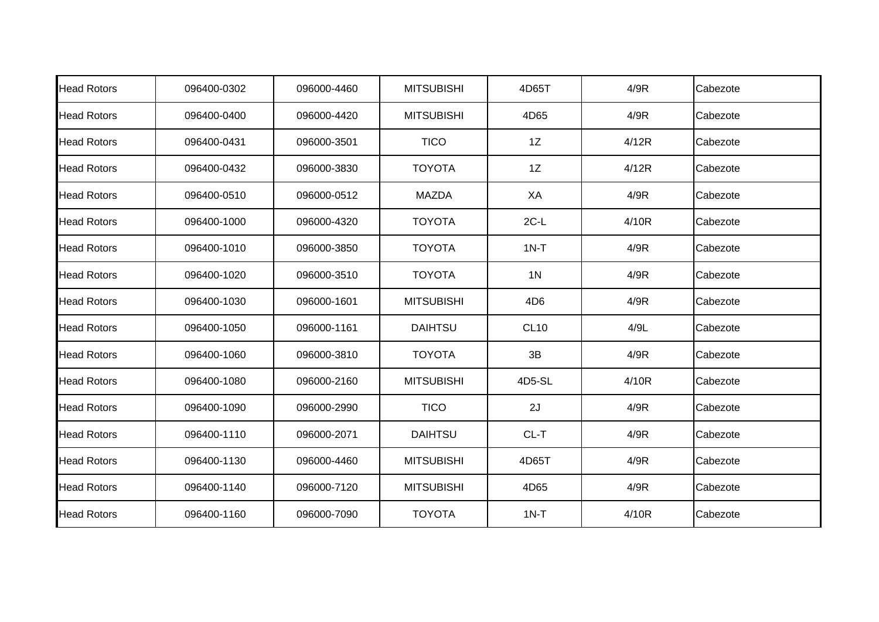| Head Rotors | 096400-0302 | 096000-4460 | MITSUBISHI | 4D65T | 4/9R | Cabezote |
|---|---|---|---|---|---|---|
| Head Rotors | 096400-0400 | 096000-4420 | MITSUBISHI | 4D65 | 4/9R | Cabezote |
| Head Rotors | 096400-0431 | 096000-3501 | TICO | 1Z | 4/12R | Cabezote |
| Head Rotors | 096400-0432 | 096000-3830 | TOYOTA | 1Z | 4/12R | Cabezote |
| Head Rotors | 096400-0510 | 096000-0512 | MAZDA | XA | 4/9R | Cabezote |
| Head Rotors | 096400-1000 | 096000-4320 | TOYOTA | 2C-L | 4/10R | Cabezote |
| Head Rotors | 096400-1010 | 096000-3850 | TOYOTA | 1N-T | 4/9R | Cabezote |
| Head Rotors | 096400-1020 | 096000-3510 | TOYOTA | 1N | 4/9R | Cabezote |
| Head Rotors | 096400-1030 | 096000-1601 | MITSUBISHI | 4D6 | 4/9R | Cabezote |
| Head Rotors | 096400-1050 | 096000-1161 | DAIHTSU | CL10 | 4/9L | Cabezote |
| Head Rotors | 096400-1060 | 096000-3810 | TOYOTA | 3B | 4/9R | Cabezote |
| Head Rotors | 096400-1080 | 096000-2160 | MITSUBISHI | 4D5-SL | 4/10R | Cabezote |
| Head Rotors | 096400-1090 | 096000-2990 | TICO | 2J | 4/9R | Cabezote |
| Head Rotors | 096400-1110 | 096000-2071 | DAIHTSU | CL-T | 4/9R | Cabezote |
| Head Rotors | 096400-1130 | 096000-4460 | MITSUBISHI | 4D65T | 4/9R | Cabezote |
| Head Rotors | 096400-1140 | 096000-7120 | MITSUBISHI | 4D65 | 4/9R | Cabezote |
| Head Rotors | 096400-1160 | 096000-7090 | TOYOTA | 1N-T | 4/10R | Cabezote |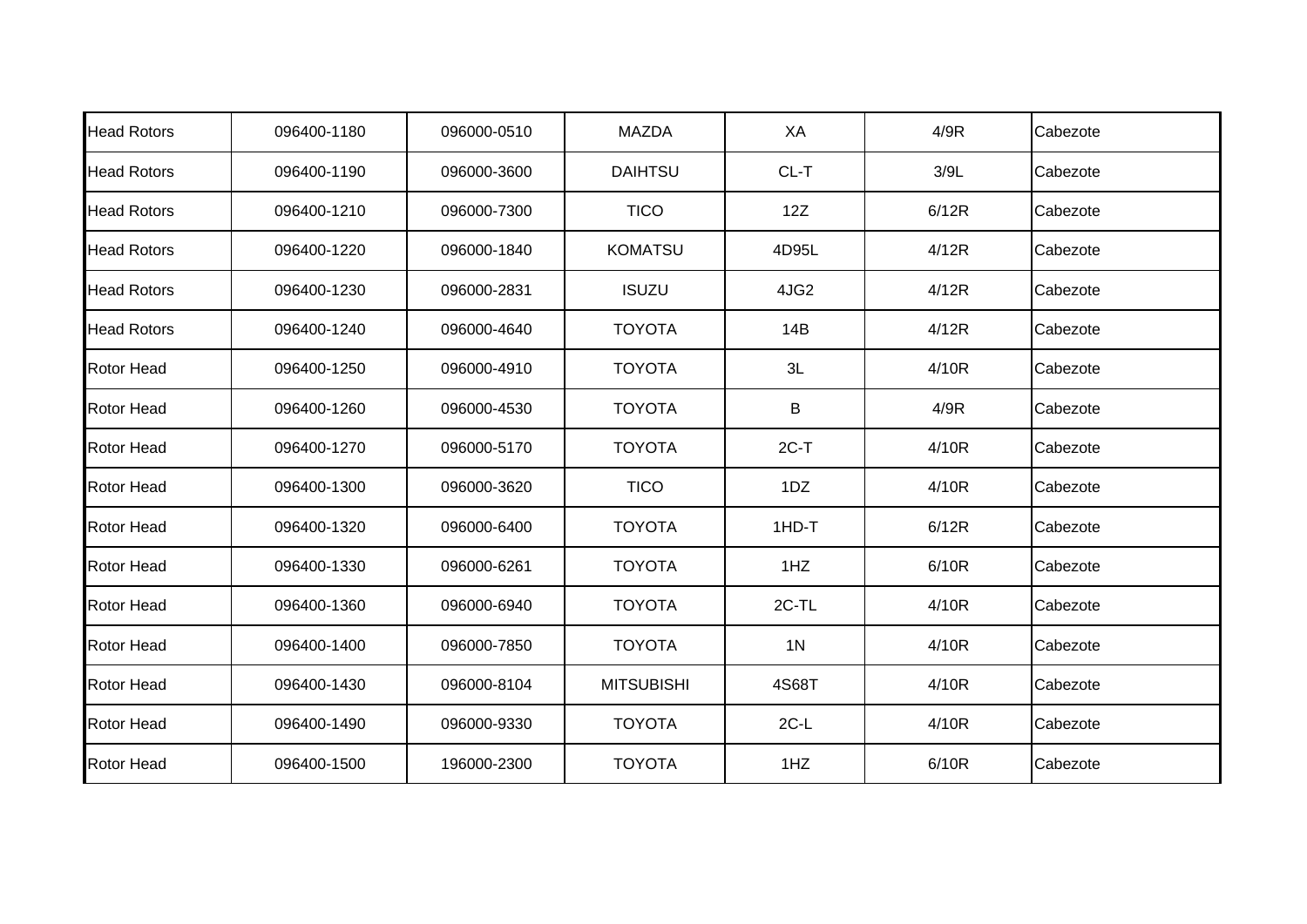| Head Rotors | 096400-1180 | 096000-0510 | MAZDA | XA | 4/9R | Cabezote |
|---|---|---|---|---|---|---|
| Head Rotors | 096400-1190 | 096000-3600 | DAIHTSU | CL-T | 3/9L | Cabezote |
| Head Rotors | 096400-1210 | 096000-7300 | TICO | 12Z | 6/12R | Cabezote |
| Head Rotors | 096400-1220 | 096000-1840 | KOMATSU | 4D95L | 4/12R | Cabezote |
| Head Rotors | 096400-1230 | 096000-2831 | ISUZU | 4JG2 | 4/12R | Cabezote |
| Head Rotors | 096400-1240 | 096000-4640 | TOYOTA | 14B | 4/12R | Cabezote |
| Rotor Head | 096400-1250 | 096000-4910 | TOYOTA | 3L | 4/10R | Cabezote |
| Rotor Head | 096400-1260 | 096000-4530 | TOYOTA | B | 4/9R | Cabezote |
| Rotor Head | 096400-1270 | 096000-5170 | TOYOTA | 2C-T | 4/10R | Cabezote |
| Rotor Head | 096400-1300 | 096000-3620 | TICO | 1DZ | 4/10R | Cabezote |
| Rotor Head | 096400-1320 | 096000-6400 | TOYOTA | 1HD-T | 6/12R | Cabezote |
| Rotor Head | 096400-1330 | 096000-6261 | TOYOTA | 1HZ | 6/10R | Cabezote |
| Rotor Head | 096400-1360 | 096000-6940 | TOYOTA | 2C-TL | 4/10R | Cabezote |
| Rotor Head | 096400-1400 | 096000-7850 | TOYOTA | 1N | 4/10R | Cabezote |
| Rotor Head | 096400-1430 | 096000-8104 | MITSUBISHI | 4S68T | 4/10R | Cabezote |
| Rotor Head | 096400-1490 | 096000-9330 | TOYOTA | 2C-L | 4/10R | Cabezote |
| Rotor Head | 096400-1500 | 196000-2300 | TOYOTA | 1HZ | 6/10R | Cabezote |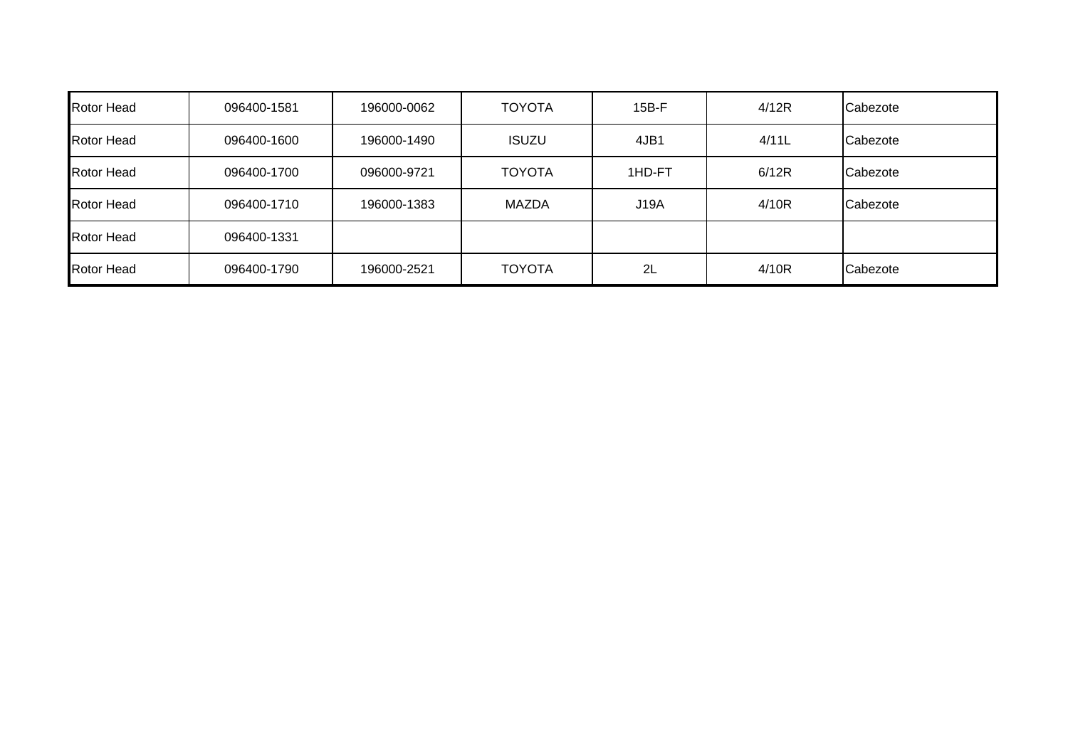| | | | | | | |
|---|---|---|---|---|---|---|
| Rotor Head | 096400-1581 | 196000-0062 | TOYOTA | 15B-F | 4/12R | Cabezote |
| Rotor Head | 096400-1600 | 196000-1490 | ISUZU | 4JB1 | 4/11L | Cabezote |
| Rotor Head | 096400-1700 | 096000-9721 | TOYOTA | 1HD-FT | 6/12R | Cabezote |
| Rotor Head | 096400-1710 | 196000-1383 | MAZDA | J19A | 4/10R | Cabezote |
| Rotor Head | 096400-1331 | | | | | |
| Rotor Head | 096400-1790 | 196000-2521 | TOYOTA | 2L | 4/10R | Cabezote |